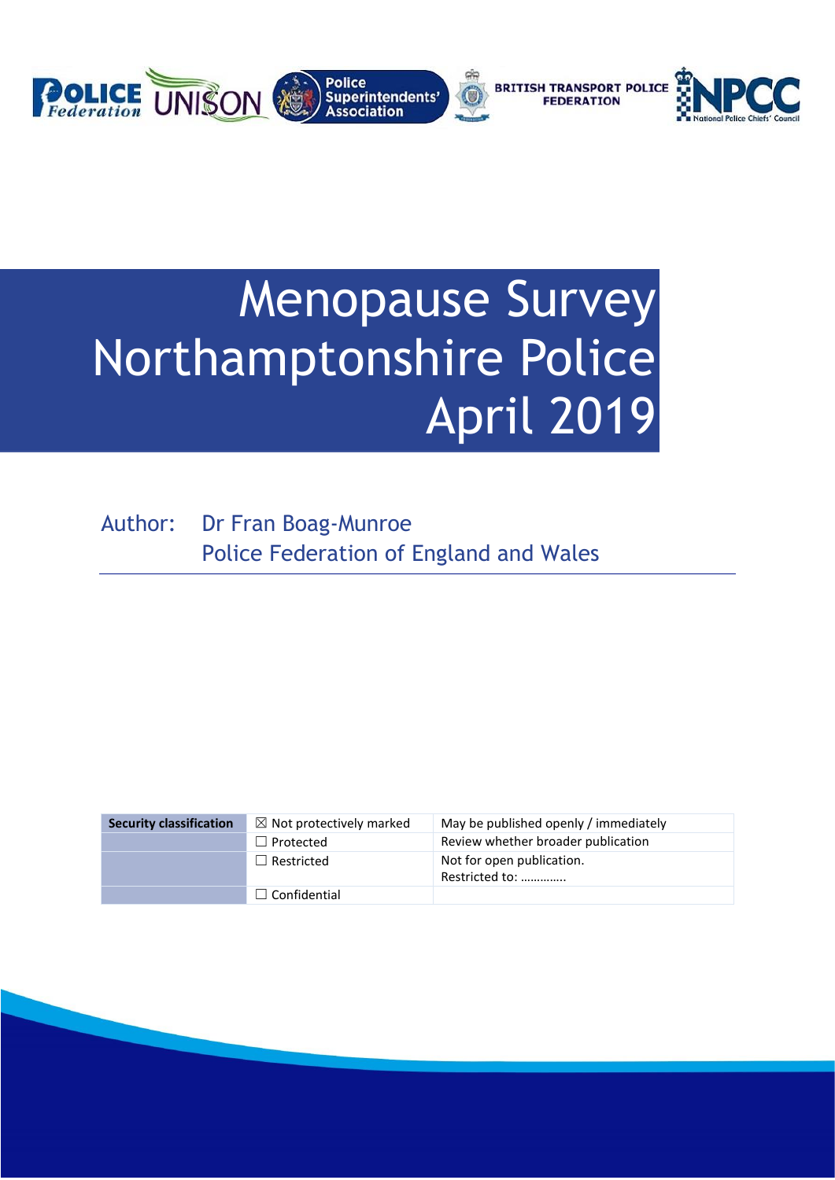# Menopause Survey Northamptonshire Police April 2019

Author: Dr Fran Boag-Munroe
Police Federation of England and Wales

| Security classification | ☒ Not protectively marked | May be published openly / immediately |
|---|---|---|
| | ☐ Protected | Review whether broader publication |
| | ☐ Restricted | Not for open publication. Restricted to: …………. |
| | ☐ Confidential | |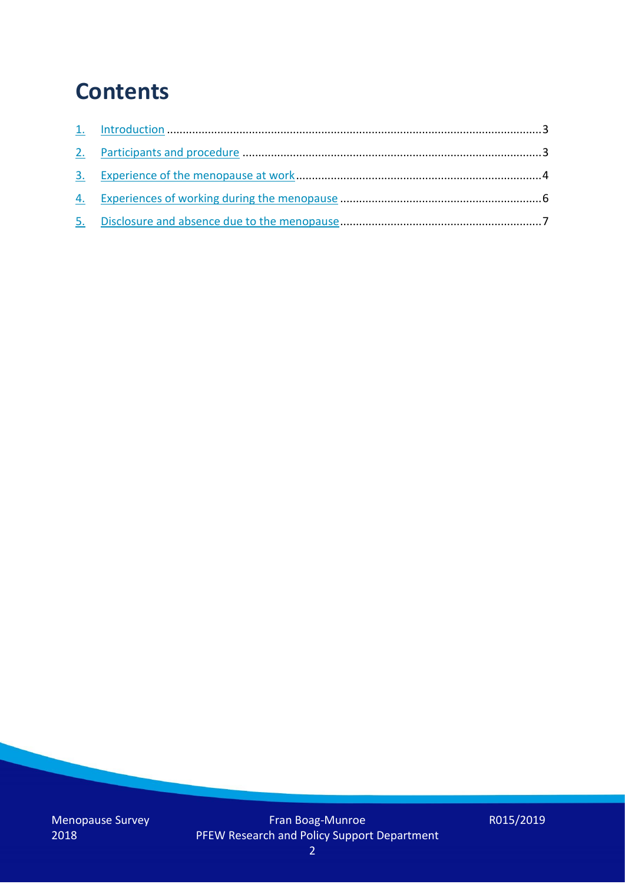# Contents

1. Introduction .......................................................................................................................3
2. Participants and procedure ..............................................................................................3
3. Experience of the menopause at work..............................................................................4
4. Experiences of working during the menopause ................................................................6
5. Disclosure and absence due to the menopause................................................................7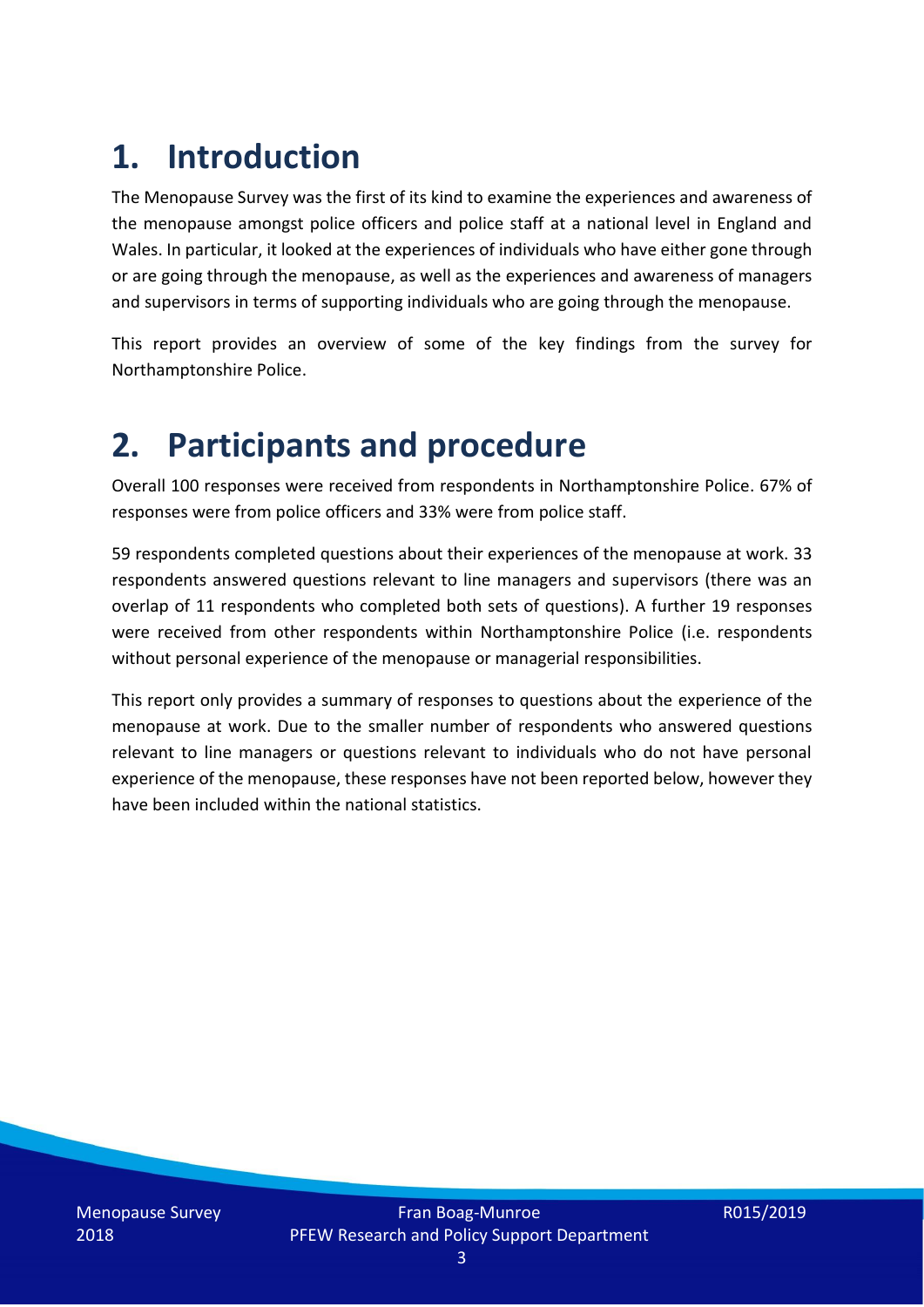# 1. Introduction

The Menopause Survey was the first of its kind to examine the experiences and awareness of the menopause amongst police officers and police staff at a national level in England and Wales. In particular, it looked at the experiences of individuals who have either gone through or are going through the menopause, as well as the experiences and awareness of managers and supervisors in terms of supporting individuals who are going through the menopause.

This report provides an overview of some of the key findings from the survey for Northamptonshire Police.

# 2. Participants and procedure

Overall 100 responses were received from respondents in Northamptonshire Police. 67% of responses were from police officers and 33% were from police staff.

59 respondents completed questions about their experiences of the menopause at work. 33 respondents answered questions relevant to line managers and supervisors (there was an overlap of 11 respondents who completed both sets of questions). A further 19 responses were received from other respondents within Northamptonshire Police (i.e. respondents without personal experience of the menopause or managerial responsibilities.

This report only provides a summary of responses to questions about the experience of the menopause at work. Due to the smaller number of respondents who answered questions relevant to line managers or questions relevant to individuals who do not have personal experience of the menopause, these responses have not been reported below, however they have been included within the national statistics.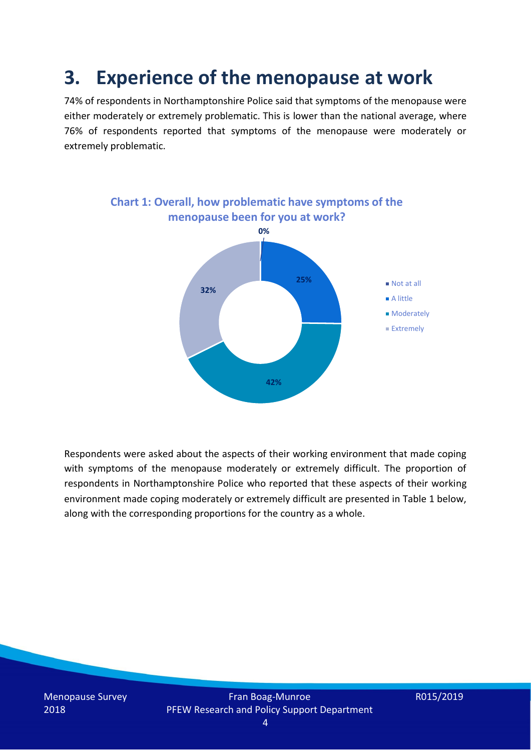# 3. Experience of the menopause at work

74% of respondents in Northamptonshire Police said that symptoms of the menopause were either moderately or extremely problematic. This is lower than the national average, where 76% of respondents reported that symptoms of the menopause were moderately or extremely problematic.

**Chart 1: Overall, how problematic have symptoms of the menopause been for you at work?**

| Response | Percentage |
|---|---|
| Not at all | 0% |
| A little | 25% |
| Moderately | 42% |
| Extremely | 32% |

Respondents were asked about the aspects of their working environment that made coping with symptoms of the menopause moderately or extremely difficult. The proportion of respondents in Northamptonshire Police who reported that these aspects of their working environment made coping moderately or extremely difficult are presented in Table 1 below, along with the corresponding proportions for the country as a whole.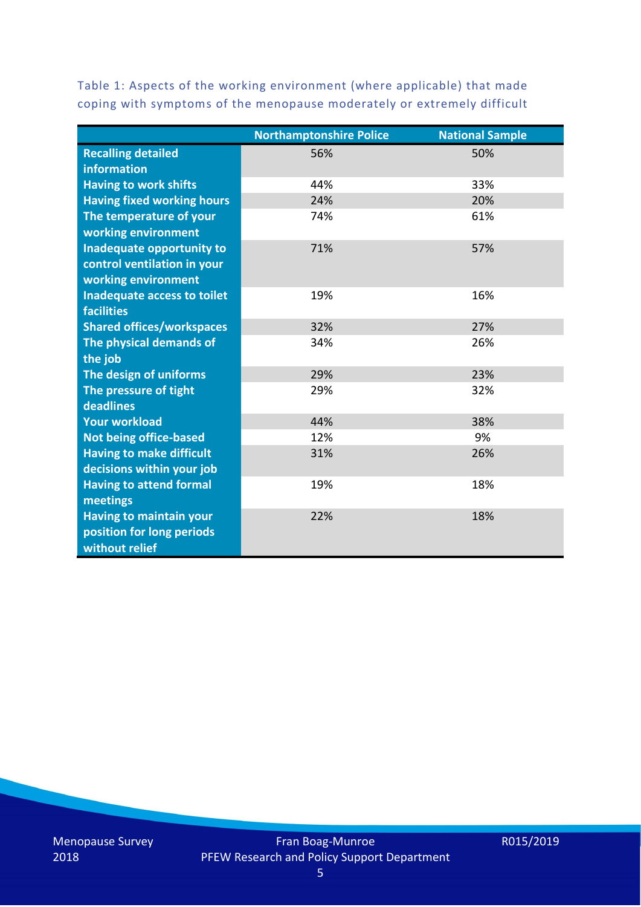Table 1: Aspects of the working environment (where applicable) that made coping with symptoms of the menopause moderately or extremely difficult

| | Northamptonshire Police | National Sample |
|---|---|---|
| Recalling detailed information | 56% | 50% |
| Having to work shifts | 44% | 33% |
| Having fixed working hours | 24% | 20% |
| The temperature of your working environment | 74% | 61% |
| Inadequate opportunity to control ventilation in your working environment | 71% | 57% |
| Inadequate access to toilet facilities | 19% | 16% |
| Shared offices/workspaces | 32% | 27% |
| The physical demands of the job | 34% | 26% |
| The design of uniforms | 29% | 23% |
| The pressure of tight deadlines | 29% | 32% |
| Your workload | 44% | 38% |
| Not being office-based | 12% | 9% |
| Having to make difficult decisions within your job | 31% | 26% |
| Having to attend formal meetings | 19% | 18% |
| Having to maintain your position for long periods without relief | 22% | 18% |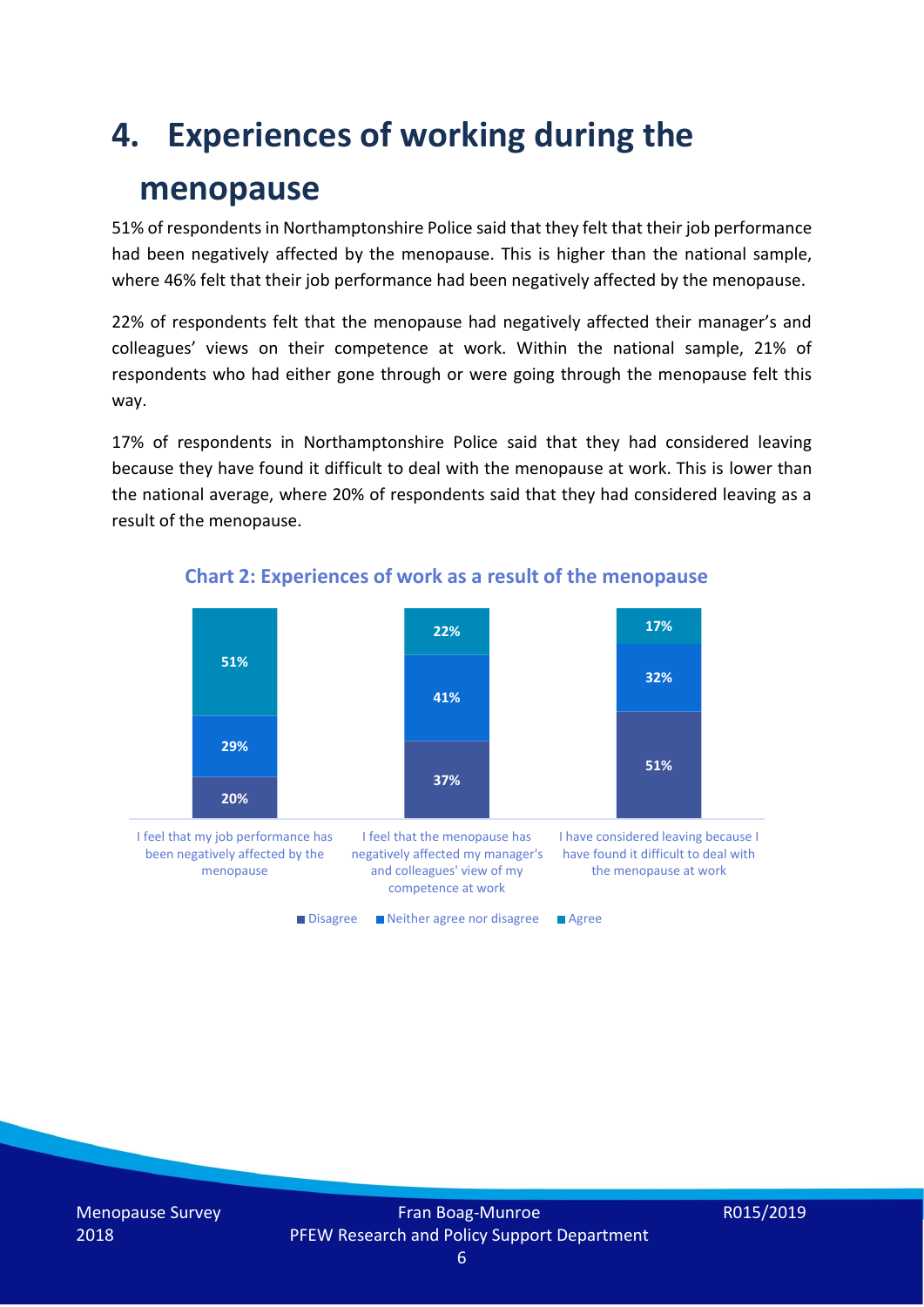# 4. Experiences of working during the menopause

51% of respondents in Northamptonshire Police said that they felt that their job performance had been negatively affected by the menopause. This is higher than the national sample, where 46% felt that their job performance had been negatively affected by the menopause.

22% of respondents felt that the menopause had negatively affected their manager's and colleagues' views on their competence at work. Within the national sample, 21% of respondents who had either gone through or were going through the menopause felt this way.

17% of respondents in Northamptonshire Police said that they had considered leaving because they have found it difficult to deal with the menopause at work. This is lower than the national average, where 20% of respondents said that they had considered leaving as a result of the menopause.

**Chart 2: Experiences of work as a result of the menopause**

| | Disagree | Neither agree nor disagree | Agree |
|---|---|---|---|
| I feel that my job performance has been negatively affected by the menopause | 20% | 29% | 51% |
| I feel that the menopause has negatively affected my manager's and colleagues' view of my competence at work | 37% | 41% | 22% |
| I have considered leaving because I have found it difficult to deal with the menopause at work | 51% | 32% | 17% |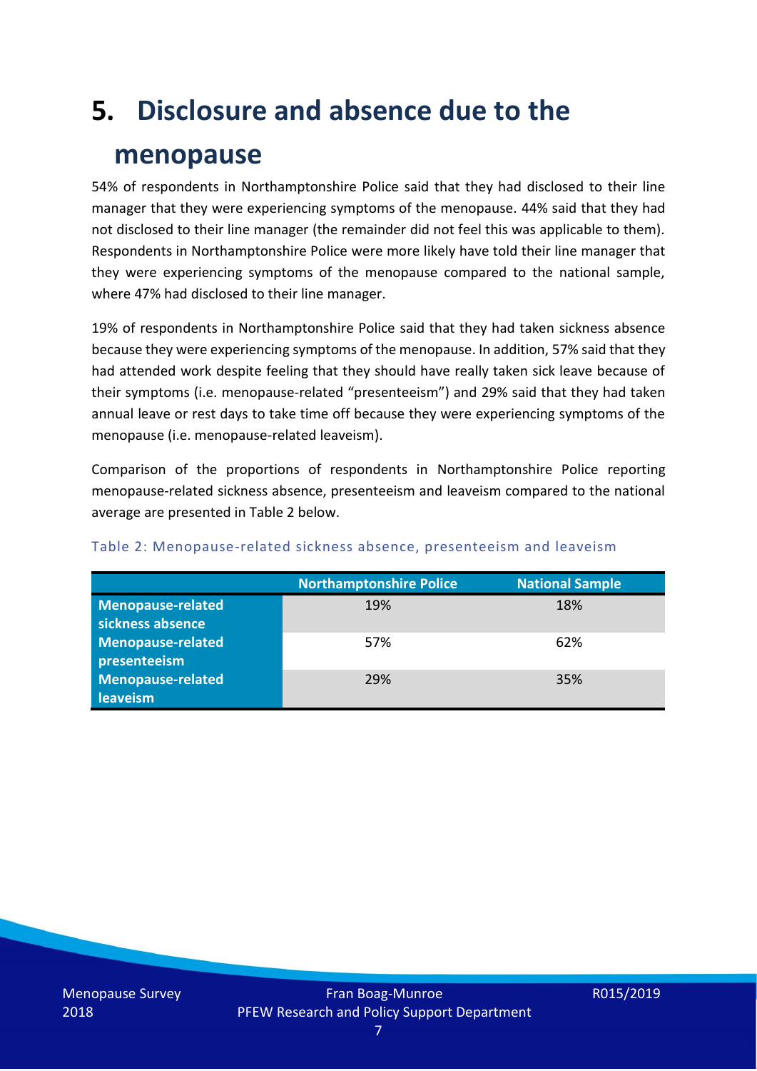# 5. Disclosure and absence due to the menopause

54% of respondents in Northamptonshire Police said that they had disclosed to their line manager that they were experiencing symptoms of the menopause. 44% said that they had not disclosed to their line manager (the remainder did not feel this was applicable to them). Respondents in Northamptonshire Police were more likely have told their line manager that they were experiencing symptoms of the menopause compared to the national sample, where 47% had disclosed to their line manager.

19% of respondents in Northamptonshire Police said that they had taken sickness absence because they were experiencing symptoms of the menopause. In addition, 57% said that they had attended work despite feeling that they should have really taken sick leave because of their symptoms (i.e. menopause-related "presenteeism") and 29% said that they had taken annual leave or rest days to take time off because they were experiencing symptoms of the menopause (i.e. menopause-related leaveism).

Comparison of the proportions of respondents in Northamptonshire Police reporting menopause-related sickness absence, presenteeism and leaveism compared to the national average are presented in Table 2 below.

Table 2: Menopause-related sickness absence, presenteeism and leaveism

| | Northamptonshire Police | National Sample |
|---|---|---|
| **Menopause-related sickness absence** | 19% | 18% |
| **Menopause-related presenteeism** | 57% | 62% |
| **Menopause-related leaveism** | 29% | 35% |